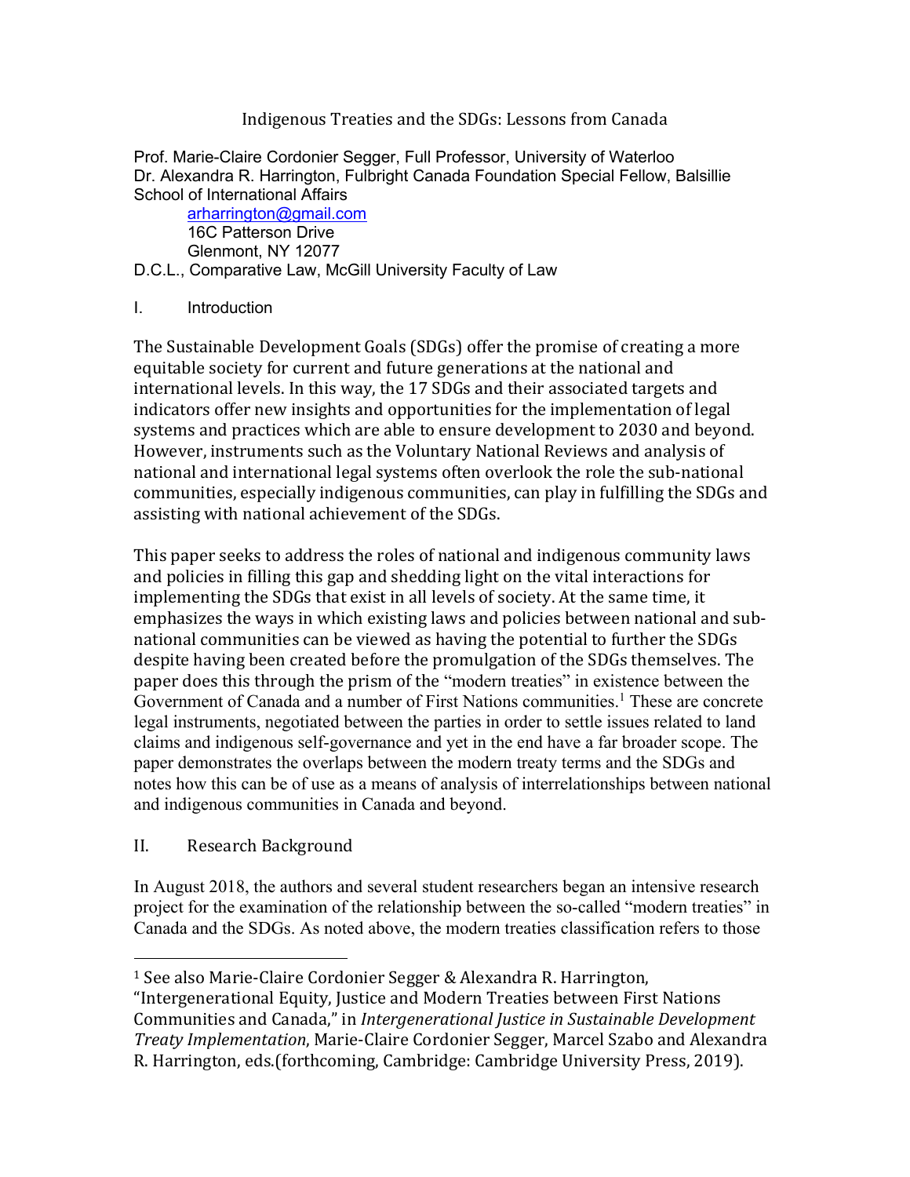# Indigenous Treaties and the SDGs: Lessons from Canada

Prof. Marie-Claire Cordonier Segger, Full Professor, University of Waterloo
Dr. Alexandra R. Harrington, Fulbright Canada Foundation Special Fellow, Balsillie School of International Affairs
arharrington@gmail.com
16C Patterson Drive
Glenmont, NY 12077
D.C.L., Comparative Law, McGill University Faculty of Law

## I. Introduction

The Sustainable Development Goals (SDGs) offer the promise of creating a more equitable society for current and future generations at the national and international levels. In this way, the 17 SDGs and their associated targets and indicators offer new insights and opportunities for the implementation of legal systems and practices which are able to ensure development to 2030 and beyond. However, instruments such as the Voluntary National Reviews and analysis of national and international legal systems often overlook the role the sub-national communities, especially indigenous communities, can play in fulfilling the SDGs and assisting with national achievement of the SDGs.

This paper seeks to address the roles of national and indigenous community laws and policies in filling this gap and shedding light on the vital interactions for implementing the SDGs that exist in all levels of society. At the same time, it emphasizes the ways in which existing laws and policies between national and sub-national communities can be viewed as having the potential to further the SDGs despite having been created before the promulgation of the SDGs themselves. The paper does this through the prism of the "modern treaties" in existence between the Government of Canada and a number of First Nations communities.[1] These are concrete legal instruments, negotiated between the parties in order to settle issues related to land claims and indigenous self-governance and yet in the end have a far broader scope. The paper demonstrates the overlaps between the modern treaty terms and the SDGs and notes how this can be of use as a means of analysis of interrelationships between national and indigenous communities in Canada and beyond.

## II. Research Background

In August 2018, the authors and several student researchers began an intensive research project for the examination of the relationship between the so-called "modern treaties" in Canada and the SDGs. As noted above, the modern treaties classification refers to those

---

[1] See also Marie-Claire Cordonier Segger & Alexandra R. Harrington, "Intergenerational Equity, Justice and Modern Treaties between First Nations Communities and Canada," in *Intergenerational Justice in Sustainable Development Treaty Implementation*, Marie-Claire Cordonier Segger, Marcel Szabo and Alexandra R. Harrington, eds.(forthcoming, Cambridge: Cambridge University Press, 2019).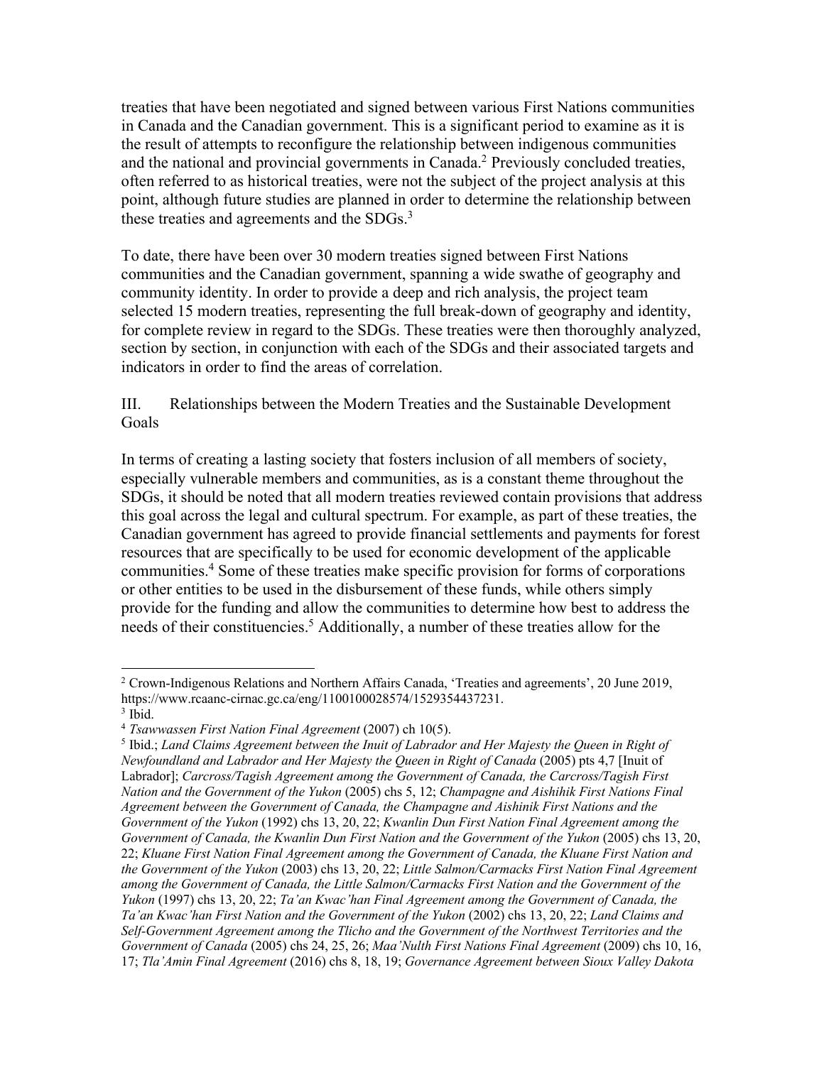treaties that have been negotiated and signed between various First Nations communities in Canada and the Canadian government. This is a significant period to examine as it is the result of attempts to reconfigure the relationship between indigenous communities and the national and provincial governments in Canada.[2] Previously concluded treaties, often referred to as historical treaties, were not the subject of the project analysis at this point, although future studies are planned in order to determine the relationship between these treaties and agreements and the SDGs.[3]

To date, there have been over 30 modern treaties signed between First Nations communities and the Canadian government, spanning a wide swathe of geography and community identity. In order to provide a deep and rich analysis, the project team selected 15 modern treaties, representing the full break-down of geography and identity, for complete review in regard to the SDGs. These treaties were then thoroughly analyzed, section by section, in conjunction with each of the SDGs and their associated targets and indicators in order to find the areas of correlation.

## III. Relationships between the Modern Treaties and the Sustainable Development Goals

In terms of creating a lasting society that fosters inclusion of all members of society, especially vulnerable members and communities, as is a constant theme throughout the SDGs, it should be noted that all modern treaties reviewed contain provisions that address this goal across the legal and cultural spectrum. For example, as part of these treaties, the Canadian government has agreed to provide financial settlements and payments for forest resources that are specifically to be used for economic development of the applicable communities.[4] Some of these treaties make specific provision for forms of corporations or other entities to be used in the disbursement of these funds, while others simply provide for the funding and allow the communities to determine how best to address the needs of their constituencies.[5] Additionally, a number of these treaties allow for the

---

[2] Crown-Indigenous Relations and Northern Affairs Canada, 'Treaties and agreements', 20 June 2019, https://www.rcaanc-cirnac.gc.ca/eng/1100100028574/1529354437231.

[3] Ibid.

[4] *Tsawwassen First Nation Final Agreement* (2007) ch 10(5).

[5] Ibid.; *Land Claims Agreement between the Inuit of Labrador and Her Majesty the Queen in Right of Newfoundland and Labrador and Her Majesty the Queen in Right of Canada* (2005) pts 4,7 [Inuit of Labrador]; *Carcross/Tagish Agreement among the Government of Canada, the Carcross/Tagish First Nation and the Government of the Yukon* (2005) chs 5, 12; *Champagne and Aishihik First Nations Final Agreement between the Government of Canada, the Champagne and Aishinik First Nations and the Government of the Yukon* (1992) chs 13, 20, 22; *Kwanlin Dun First Nation Final Agreement among the Government of Canada, the Kwanlin Dun First Nation and the Government of the Yukon* (2005) chs 13, 20, 22; *Kluane First Nation Final Agreement among the Government of Canada, the Kluane First Nation and the Government of the Yukon* (2003) chs 13, 20, 22; *Little Salmon/Carmacks First Nation Final Agreement among the Government of Canada, the Little Salmon/Carmacks First Nation and the Government of the Yukon* (1997) chs 13, 20, 22; *Ta'an Kwac'han Final Agreement among the Government of Canada, the Ta'an Kwac'han First Nation and the Government of the Yukon* (2002) chs 13, 20, 22; *Land Claims and Self-Government Agreement among the Tlicho and the Government of the Northwest Territories and the Government of Canada* (2005) chs 24, 25, 26; *Maa'Nulth First Nations Final Agreement* (2009) chs 10, 16, 17; *Tla'Amin Final Agreement* (2016) chs 8, 18, 19; *Governance Agreement between Sioux Valley Dakota*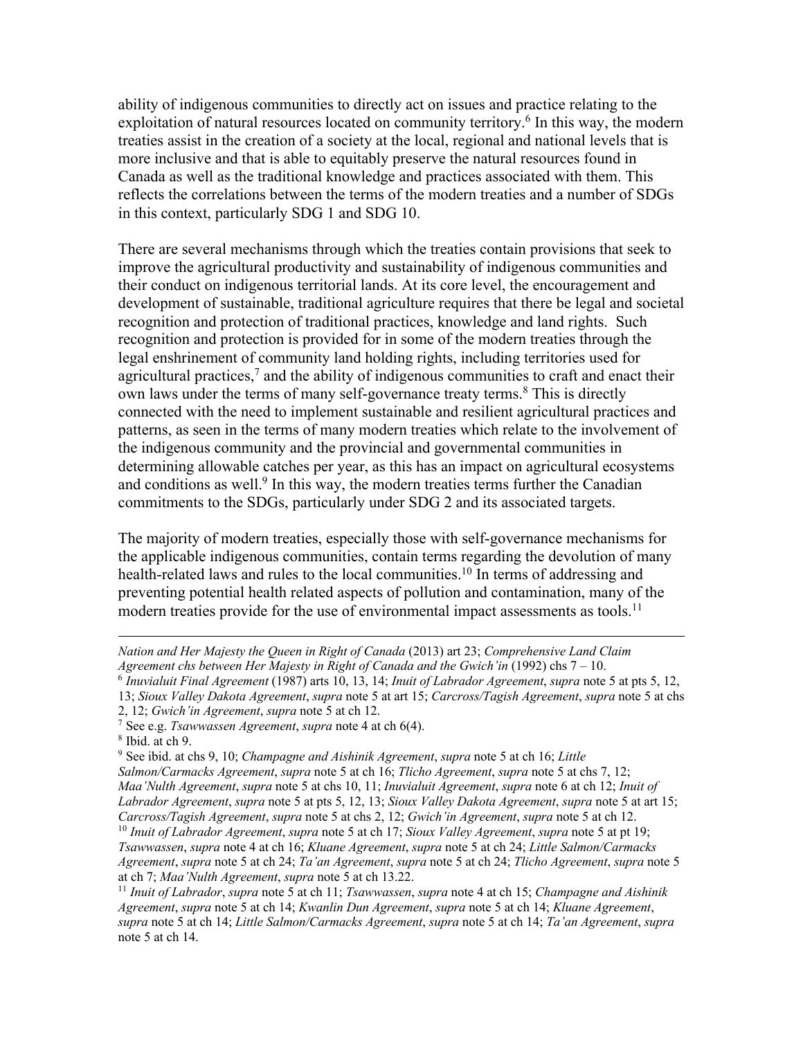ability of indigenous communities to directly act on issues and practice relating to the exploitation of natural resources located on community territory.[6] In this way, the modern treaties assist in the creation of a society at the local, regional and national levels that is more inclusive and that is able to equitably preserve the natural resources found in Canada as well as the traditional knowledge and practices associated with them. This reflects the correlations between the terms of the modern treaties and a number of SDGs in this context, particularly SDG 1 and SDG 10.

There are several mechanisms through which the treaties contain provisions that seek to improve the agricultural productivity and sustainability of indigenous communities and their conduct on indigenous territorial lands. At its core level, the encouragement and development of sustainable, traditional agriculture requires that there be legal and societal recognition and protection of traditional practices, knowledge and land rights. Such recognition and protection is provided for in some of the modern treaties through the legal enshrinement of community land holding rights, including territories used for agricultural practices,[7] and the ability of indigenous communities to craft and enact their own laws under the terms of many self-governance treaty terms.[8] This is directly connected with the need to implement sustainable and resilient agricultural practices and patterns, as seen in the terms of many modern treaties which relate to the involvement of the indigenous community and the provincial and governmental communities in determining allowable catches per year, as this has an impact on agricultural ecosystems and conditions as well.[9] In this way, the modern treaties terms further the Canadian commitments to the SDGs, particularly under SDG 2 and its associated targets.

The majority of modern treaties, especially those with self-governance mechanisms for the applicable indigenous communities, contain terms regarding the devolution of many health-related laws and rules to the local communities.[10] In terms of addressing and preventing potential health related aspects of pollution and contamination, many of the modern treaties provide for the use of environmental impact assessments as tools.[11]

---

*Nation and Her Majesty the Queen in Right of Canada* (2013) art 23; *Comprehensive Land Claim Agreement chs between Her Majesty in Right of Canada and the Gwich'in* (1992) chs 7 – 10.

[6] *Inuvialuit Final Agreement* (1987) arts 10, 13, 14; *Inuit of Labrador Agreement*, *supra* note 5 at pts 5, 12, 13; *Sioux Valley Dakota Agreement*, *supra* note 5 at art 15; *Carcross/Tagish Agreement*, *supra* note 5 at chs 2, 12; *Gwich'in Agreement*, *supra* note 5 at ch 12.

[7] See e.g. *Tsawwassen Agreement*, *supra* note 4 at ch 6(4).

[8] Ibid. at ch 9.

[9] See ibid. at chs 9, 10; *Champagne and Aishinik Agreement*, *supra* note 5 at ch 16; *Little Salmon/Carmacks Agreement*, *supra* note 5 at ch 16; *Tlicho Agreement*, *supra* note 5 at chs 7, 12; *Maa'Nulth Agreement*, *supra* note 5 at chs 10, 11; *Inuvialuit Agreement*, *supra* note 6 at ch 12; *Inuit of Labrador Agreement*, *supra* note 5 at pts 5, 12, 13; *Sioux Valley Dakota Agreement*, *supra* note 5 at art 15; *Carcross/Tagish Agreement*, *supra* note 5 at chs 2, 12; *Gwich'in Agreement*, *supra* note 5 at ch 12.

[10] *Inuit of Labrador Agreement*, *supra* note 5 at ch 17; *Sioux Valley Agreement*, *supra* note 5 at pt 19; *Tsawwassen*, *supra* note 4 at ch 16; *Kluane Agreement*, *supra* note 5 at ch 24; *Little Salmon/Carmacks Agreement*, *supra* note 5 at ch 24; *Ta'an Agreement*, *supra* note 5 at ch 24; *Tlicho Agreement*, *supra* note 5 at ch 7; *Maa'Nulth Agreement*, *supra* note 5 at ch 13.22.

[11] *Inuit of Labrador*, *supra* note 5 at ch 11; *Tsawwassen*, *supra* note 4 at ch 15; *Champagne and Aishinik Agreement*, *supra* note 5 at ch 14; *Kwanlin Dun Agreement*, *supra* note 5 at ch 14; *Kluane Agreement*, *supra* note 5 at ch 14; *Little Salmon/Carmacks Agreement*, *supra* note 5 at ch 14; *Ta'an Agreement*, *supra* note 5 at ch 14.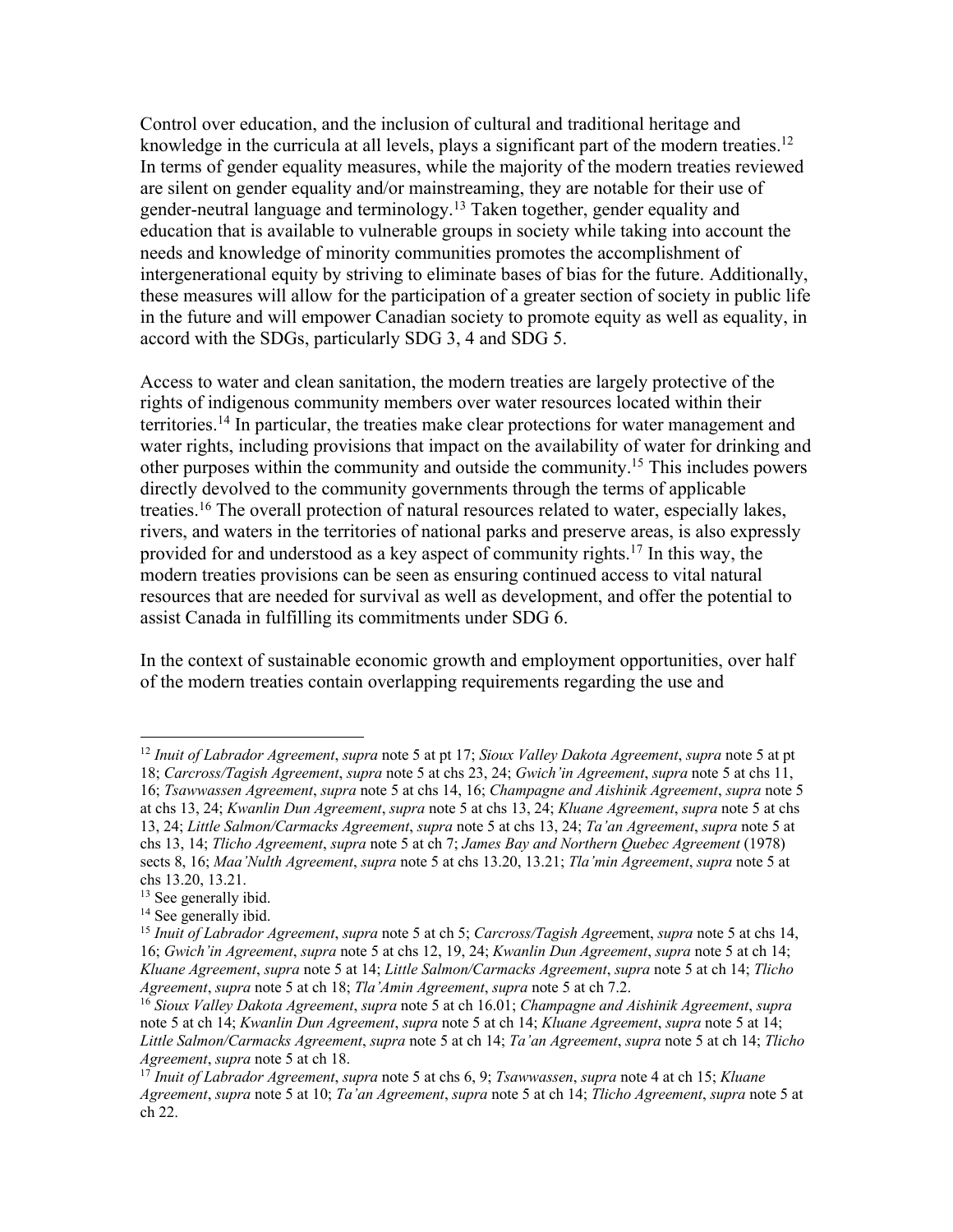Control over education, and the inclusion of cultural and traditional heritage and knowledge in the curricula at all levels, plays a significant part of the modern treaties.[12] In terms of gender equality measures, while the majority of the modern treaties reviewed are silent on gender equality and/or mainstreaming, they are notable for their use of gender-neutral language and terminology.[13] Taken together, gender equality and education that is available to vulnerable groups in society while taking into account the needs and knowledge of minority communities promotes the accomplishment of intergenerational equity by striving to eliminate bases of bias for the future. Additionally, these measures will allow for the participation of a greater section of society in public life in the future and will empower Canadian society to promote equity as well as equality, in accord with the SDGs, particularly SDG 3, 4 and SDG 5.

Access to water and clean sanitation, the modern treaties are largely protective of the rights of indigenous community members over water resources located within their territories.[14] In particular, the treaties make clear protections for water management and water rights, including provisions that impact on the availability of water for drinking and other purposes within the community and outside the community.[15] This includes powers directly devolved to the community governments through the terms of applicable treaties.[16] The overall protection of natural resources related to water, especially lakes, rivers, and waters in the territories of national parks and preserve areas, is also expressly provided for and understood as a key aspect of community rights.[17] In this way, the modern treaties provisions can be seen as ensuring continued access to vital natural resources that are needed for survival as well as development, and offer the potential to assist Canada in fulfilling its commitments under SDG 6.

In the context of sustainable economic growth and employment opportunities, over half of the modern treaties contain overlapping requirements regarding the use and

---

[12] *Inuit of Labrador Agreement*, *supra* note 5 at pt 17; *Sioux Valley Dakota Agreement*, *supra* note 5 at pt 18; *Carcross/Tagish Agreement*, *supra* note 5 at chs 23, 24; *Gwich'in Agreement*, *supra* note 5 at chs 11, 16; *Tsawwassen Agreement*, *supra* note 5 at chs 14, 16; *Champagne and Aishinik Agreement*, *supra* note 5 at chs 13, 24; *Kwanlin Dun Agreement*, *supra* note 5 at chs 13, 24; *Kluane Agreement*, *supra* note 5 at chs 13, 24; *Little Salmon/Carmacks Agreement*, *supra* note 5 at chs 13, 24; *Ta'an Agreement*, *supra* note 5 at chs 13, 14; *Tlicho Agreement*, *supra* note 5 at ch 7; *James Bay and Northern Quebec Agreement* (1978) sects 8, 16; *Maa'Nulth Agreement*, *supra* note 5 at chs 13.20, 13.21; *Tla'min Agreement*, *supra* note 5 at chs 13.20, 13.21.

[13] See generally ibid.

[14] See generally ibid.

[15] *Inuit of Labrador Agreement*, *supra* note 5 at ch 5; *Carcross/Tagish Agree*ment, *supra* note 5 at chs 14, 16; *Gwich'in Agreement*, *supra* note 5 at chs 12, 19, 24; *Kwanlin Dun Agreement*, *supra* note 5 at ch 14; *Kluane Agreement*, *supra* note 5 at 14; *Little Salmon/Carmacks Agreement*, *supra* note 5 at ch 14; *Tlicho Agreement*, *supra* note 5 at ch 18; *Tla'Amin Agreement*, *supra* note 5 at ch 7.2.

[16] *Sioux Valley Dakota Agreement*, *supra* note 5 at ch 16.01; *Champagne and Aishinik Agreement*, *supra* note 5 at ch 14; *Kwanlin Dun Agreement*, *supra* note 5 at ch 14; *Kluane Agreement*, *supra* note 5 at 14; *Little Salmon/Carmacks Agreement*, *supra* note 5 at ch 14; *Ta'an Agreement*, *supra* note 5 at ch 14; *Tlicho Agreement*, *supra* note 5 at ch 18.

[17] *Inuit of Labrador Agreement*, *supra* note 5 at chs 6, 9; *Tsawwassen*, *supra* note 4 at ch 15; *Kluane Agreement*, *supra* note 5 at 10; *Ta'an Agreement*, *supra* note 5 at ch 14; *Tlicho Agreement*, *supra* note 5 at ch 22.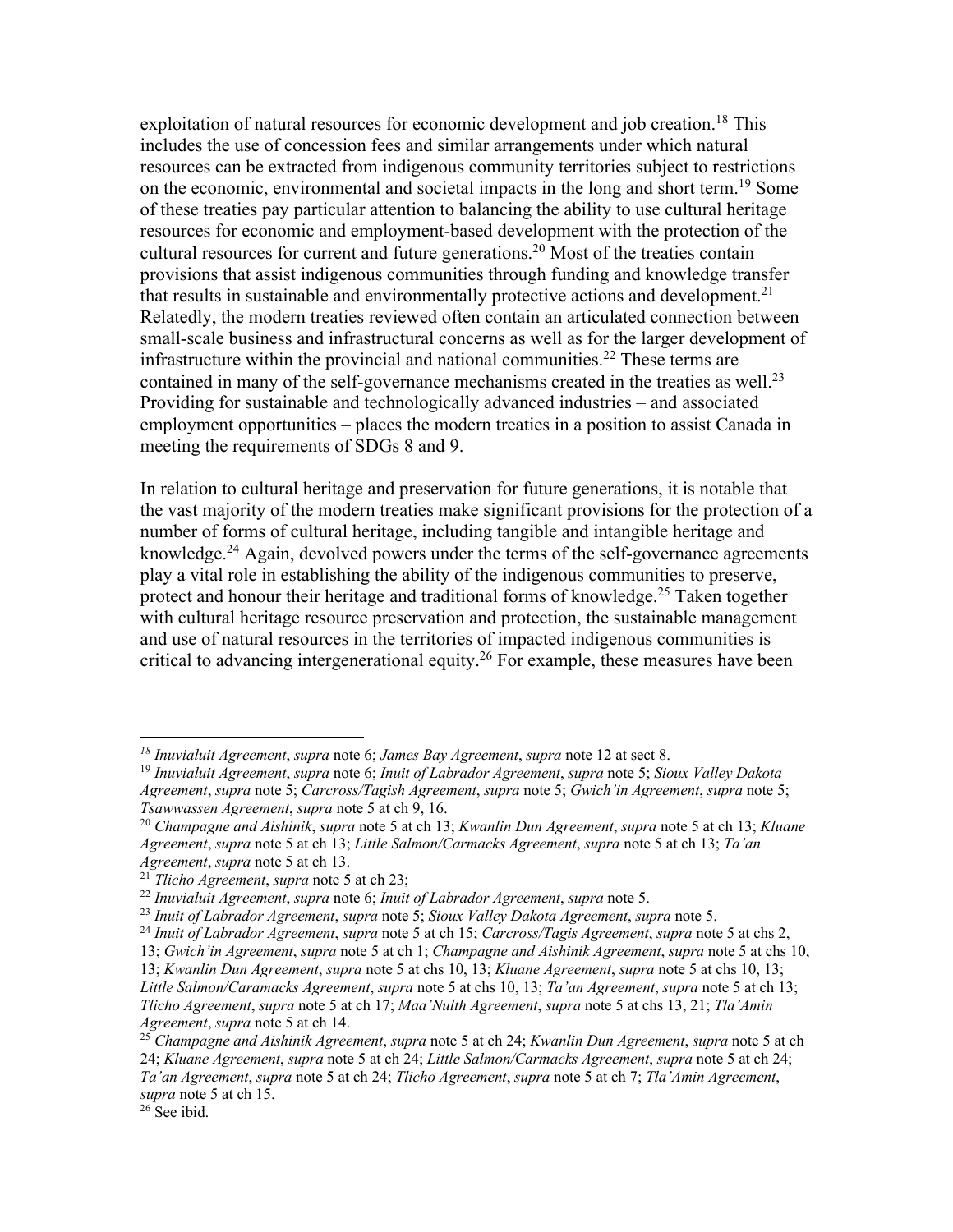exploitation of natural resources for economic development and job creation.[18] This includes the use of concession fees and similar arrangements under which natural resources can be extracted from indigenous community territories subject to restrictions on the economic, environmental and societal impacts in the long and short term.[19] Some of these treaties pay particular attention to balancing the ability to use cultural heritage resources for economic and employment-based development with the protection of the cultural resources for current and future generations.[20] Most of the treaties contain provisions that assist indigenous communities through funding and knowledge transfer that results in sustainable and environmentally protective actions and development.[21] Relatedly, the modern treaties reviewed often contain an articulated connection between small-scale business and infrastructural concerns as well as for the larger development of infrastructure within the provincial and national communities.[22] These terms are contained in many of the self-governance mechanisms created in the treaties as well.[23] Providing for sustainable and technologically advanced industries – and associated employment opportunities – places the modern treaties in a position to assist Canada in meeting the requirements of SDGs 8 and 9.

In relation to cultural heritage and preservation for future generations, it is notable that the vast majority of the modern treaties make significant provisions for the protection of a number of forms of cultural heritage, including tangible and intangible heritage and knowledge.[24] Again, devolved powers under the terms of the self-governance agreements play a vital role in establishing the ability of the indigenous communities to preserve, protect and honour their heritage and traditional forms of knowledge.[25] Taken together with cultural heritage resource preservation and protection, the sustainable management and use of natural resources in the territories of impacted indigenous communities is critical to advancing intergenerational equity.[26] For example, these measures have been

---

[18] *Inuvialuit Agreement*, *supra* note 6; *James Bay Agreement*, *supra* note 12 at sect 8.

[19] *Inuvialuit Agreement*, *supra* note 6; *Inuit of Labrador Agreement*, *supra* note 5; *Sioux Valley Dakota Agreement*, *supra* note 5; *Carcross/Tagish Agreement*, *supra* note 5; *Gwich'in Agreement*, *supra* note 5; *Tsawwassen Agreement*, *supra* note 5 at ch 9, 16.

[20] *Champagne and Aishinik*, *supra* note 5 at ch 13; *Kwanlin Dun Agreement*, *supra* note 5 at ch 13; *Kluane Agreement*, *supra* note 5 at ch 13; *Little Salmon/Carmacks Agreement*, *supra* note 5 at ch 13; *Ta'an Agreement*, *supra* note 5 at ch 13.

[21] *Tlicho Agreement*, *supra* note 5 at ch 23;

[22] *Inuvialuit Agreement*, *supra* note 6; *Inuit of Labrador Agreement*, *supra* note 5.

[23] *Inuit of Labrador Agreement*, *supra* note 5; *Sioux Valley Dakota Agreement*, *supra* note 5.

[24] *Inuit of Labrador Agreement*, *supra* note 5 at ch 15; *Carcross/Tagis Agreement*, *supra* note 5 at chs 2, 13; *Gwich'in Agreement*, *supra* note 5 at ch 1; *Champagne and Aishinik Agreement*, *supra* note 5 at chs 10, 13; *Kwanlin Dun Agreement*, *supra* note 5 at chs 10, 13; *Kluane Agreement*, *supra* note 5 at chs 10, 13; *Little Salmon/Caramacks Agreement*, *supra* note 5 at chs 10, 13; *Ta'an Agreement*, *supra* note 5 at ch 13; *Tlicho Agreement*, *supra* note 5 at ch 17; *Maa'Nulth Agreement*, *supra* note 5 at chs 13, 21; *Tla'Amin Agreement*, *supra* note 5 at ch 14.

[25] *Champagne and Aishinik Agreement*, *supra* note 5 at ch 24; *Kwanlin Dun Agreement*, *supra* note 5 at ch 24; *Kluane Agreement*, *supra* note 5 at ch 24; *Little Salmon/Carmacks Agreement*, *supra* note 5 at ch 24; *Ta'an Agreement*, *supra* note 5 at ch 24; *Tlicho Agreement*, *supra* note 5 at ch 7; *Tla'Amin Agreement*, *supra* note 5 at ch 15.

[26] See ibid.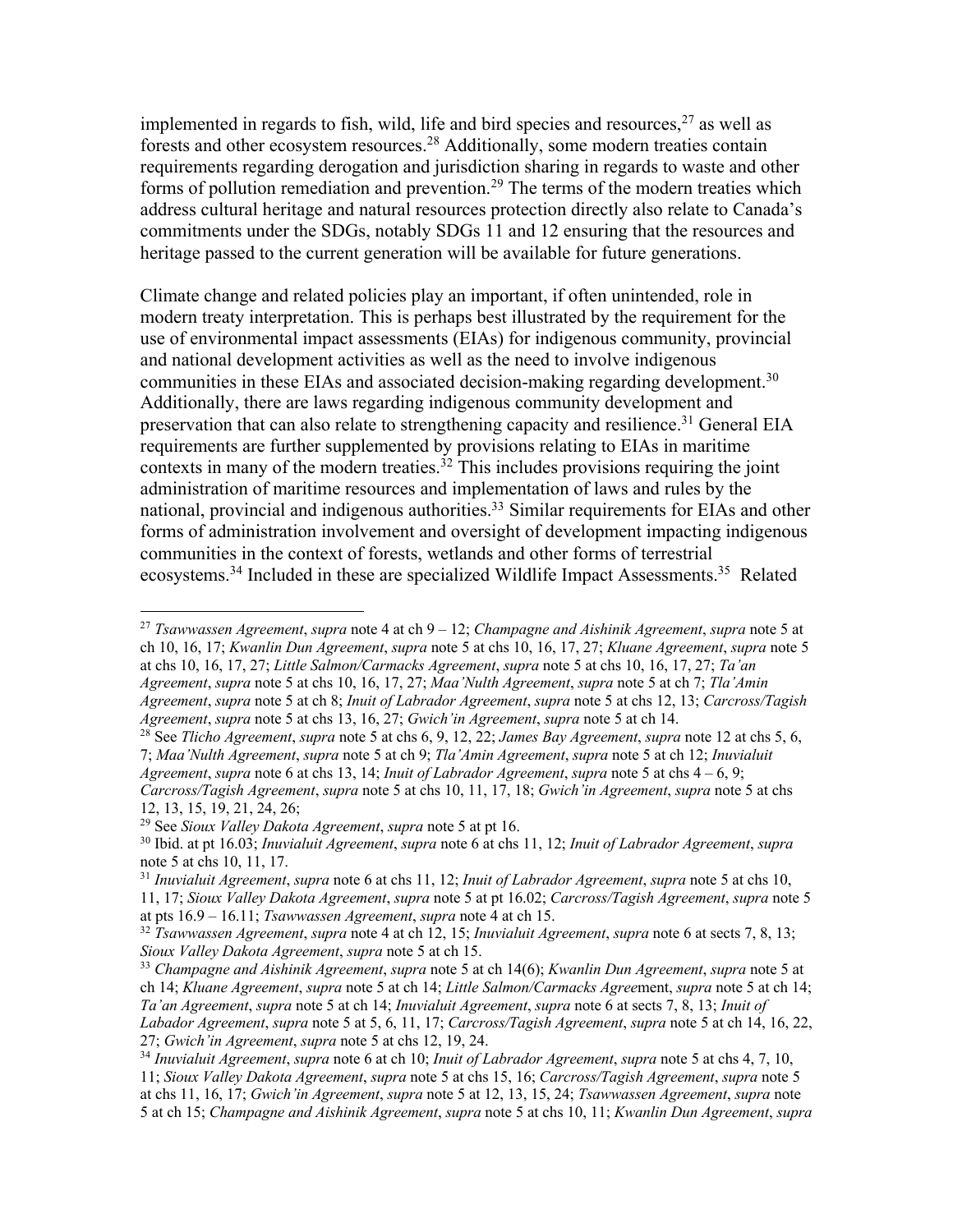implemented in regards to fish, wild, life and bird species and resources,[27] as well as forests and other ecosystem resources.[28] Additionally, some modern treaties contain requirements regarding derogation and jurisdiction sharing in regards to waste and other forms of pollution remediation and prevention.[29] The terms of the modern treaties which address cultural heritage and natural resources protection directly also relate to Canada's commitments under the SDGs, notably SDGs 11 and 12 ensuring that the resources and heritage passed to the current generation will be available for future generations.

Climate change and related policies play an important, if often unintended, role in modern treaty interpretation. This is perhaps best illustrated by the requirement for the use of environmental impact assessments (EIAs) for indigenous community, provincial and national development activities as well as the need to involve indigenous communities in these EIAs and associated decision-making regarding development.[30] Additionally, there are laws regarding indigenous community development and preservation that can also relate to strengthening capacity and resilience.[31] General EIA requirements are further supplemented by provisions relating to EIAs in maritime contexts in many of the modern treaties.[32] This includes provisions requiring the joint administration of maritime resources and implementation of laws and rules by the national, provincial and indigenous authorities.[33] Similar requirements for EIAs and other forms of administration involvement and oversight of development impacting indigenous communities in the context of forests, wetlands and other forms of terrestrial ecosystems.[34] Included in these are specialized Wildlife Impact Assessments.[35] Related

---

[27] *Tsawwassen Agreement*, *supra* note 4 at ch 9 – 12; *Champagne and Aishinik Agreement*, *supra* note 5 at ch 10, 16, 17; *Kwanlin Dun Agreement*, *supra* note 5 at chs 10, 16, 17, 27; *Kluane Agreement*, *supra* note 5 at chs 10, 16, 17, 27; *Little Salmon/Carmacks Agreement*, *supra* note 5 at chs 10, 16, 17, 27; *Ta'an Agreement*, *supra* note 5 at chs 10, 16, 17, 27; *Maa'Nulth Agreement*, *supra* note 5 at ch 7; *Tla'Amin Agreement*, *supra* note 5 at ch 8; *Inuit of Labrador Agreement*, *supra* note 5 at chs 12, 13; *Carcross/Tagish Agreement*, *supra* note 5 at chs 13, 16, 27; *Gwich'in Agreement*, *supra* note 5 at ch 14.

[28] See *Tlicho Agreement*, *supra* note 5 at chs 6, 9, 12, 22; *James Bay Agreement*, *supra* note 12 at chs 5, 6, 7; *Maa'Nulth Agreement*, *supra* note 5 at ch 9; *Tla'Amin Agreement*, *supra* note 5 at ch 12; *Inuvialuit Agreement*, *supra* note 6 at chs 13, 14; *Inuit of Labrador Agreement*, *supra* note 5 at chs 4 – 6, 9; *Carcross/Tagish Agreement*, *supra* note 5 at chs 10, 11, 17, 18; *Gwich'in Agreement*, *supra* note 5 at chs 12, 13, 15, 19, 21, 24, 26;

[29] See *Sioux Valley Dakota Agreement*, *supra* note 5 at pt 16.

[30] Ibid. at pt 16.03; *Inuvialuit Agreement*, *supra* note 6 at chs 11, 12; *Inuit of Labrador Agreement*, *supra* note 5 at chs 10, 11, 17.

[31] *Inuvialuit Agreement*, *supra* note 6 at chs 11, 12; *Inuit of Labrador Agreement*, *supra* note 5 at chs 10, 11, 17; *Sioux Valley Dakota Agreement*, *supra* note 5 at pt 16.02; *Carcross/Tagish Agreement*, *supra* note 5 at pts 16.9 – 16.11; *Tsawwassen Agreement*, *supra* note 4 at ch 15.

[32] *Tsawwassen Agreement*, *supra* note 4 at ch 12, 15; *Inuvialuit Agreement*, *supra* note 6 at sects 7, 8, 13; *Sioux Valley Dakota Agreement*, *supra* note 5 at ch 15.

[33] *Champagne and Aishinik Agreement*, *supra* note 5 at ch 14(6); *Kwanlin Dun Agreement*, *supra* note 5 at ch 14; *Kluane Agreement*, *supra* note 5 at ch 14; *Little Salmon/Carmacks Agreement*, *supra* note 5 at ch 14; *Ta'an Agreement*, *supra* note 5 at ch 14; *Inuvialuit Agreement*, *supra* note 6 at sects 7, 8, 13; *Inuit of Labador Agreement*, *supra* note 5 at 5, 6, 11, 17; *Carcross/Tagish Agreement*, *supra* note 5 at ch 14, 16, 22, 27; *Gwich'in Agreement*, *supra* note 5 at chs 12, 19, 24.

[34] *Inuvialuit Agreement*, *supra* note 6 at ch 10; *Inuit of Labrador Agreement*, *supra* note 5 at chs 4, 7, 10, 11; *Sioux Valley Dakota Agreement*, *supra* note 5 at chs 15, 16; *Carcross/Tagish Agreement*, *supra* note 5 at chs 11, 16, 17; *Gwich'in Agreement*, *supra* note 5 at 12, 13, 15, 24; *Tsawwassen Agreement*, *supra* note 5 at ch 15; *Champagne and Aishinik Agreement*, *supra* note 5 at chs 10, 11; *Kwanlin Dun Agreement*, *supra*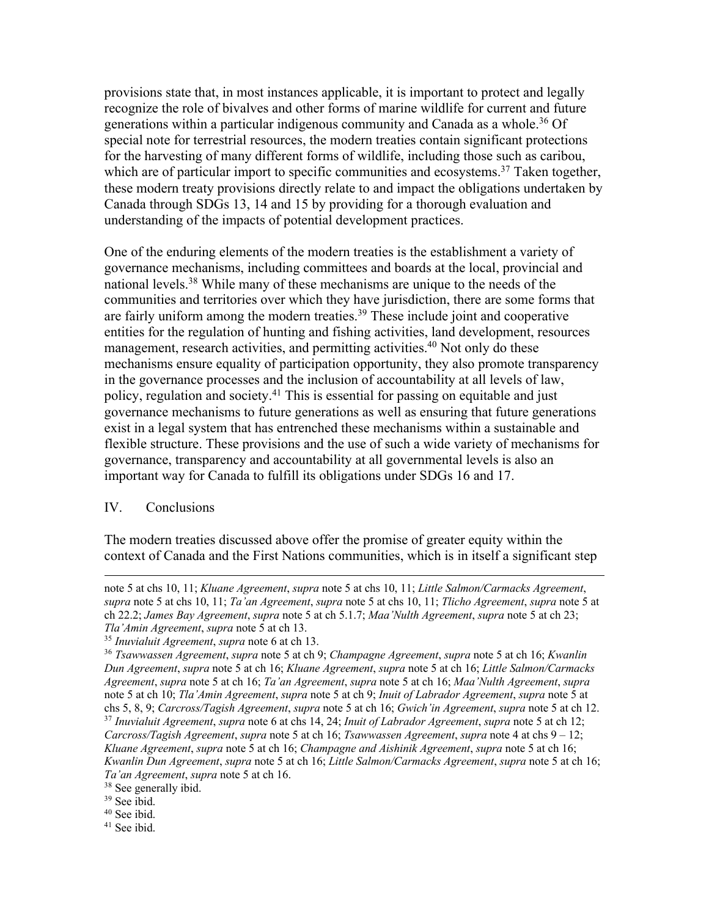provisions state that, in most instances applicable, it is important to protect and legally recognize the role of bivalves and other forms of marine wildlife for current and future generations within a particular indigenous community and Canada as a whole.[36] Of special note for terrestrial resources, the modern treaties contain significant protections for the harvesting of many different forms of wildlife, including those such as caribou, which are of particular import to specific communities and ecosystems.[37] Taken together, these modern treaty provisions directly relate to and impact the obligations undertaken by Canada through SDGs 13, 14 and 15 by providing for a thorough evaluation and understanding of the impacts of potential development practices.

One of the enduring elements of the modern treaties is the establishment a variety of governance mechanisms, including committees and boards at the local, provincial and national levels.[38] While many of these mechanisms are unique to the needs of the communities and territories over which they have jurisdiction, there are some forms that are fairly uniform among the modern treaties.[39] These include joint and cooperative entities for the regulation of hunting and fishing activities, land development, resources management, research activities, and permitting activities.[40] Not only do these mechanisms ensure equality of participation opportunity, they also promote transparency in the governance processes and the inclusion of accountability at all levels of law, policy, regulation and society.[41] This is essential for passing on equitable and just governance mechanisms to future generations as well as ensuring that future generations exist in a legal system that has entrenched these mechanisms within a sustainable and flexible structure. These provisions and the use of such a wide variety of mechanisms for governance, transparency and accountability at all governmental levels is also an important way for Canada to fulfill its obligations under SDGs 16 and 17.

## IV. Conclusions

The modern treaties discussed above offer the promise of greater equity within the context of Canada and the First Nations communities, which is in itself a significant step

---

note 5 at chs 10, 11; *Kluane Agreement*, *supra* note 5 at chs 10, 11; *Little Salmon/Carmacks Agreement*, *supra* note 5 at chs 10, 11; *Ta'an Agreement*, *supra* note 5 at chs 10, 11; *Tlicho Agreement*, *supra* note 5 at ch 22.2; *James Bay Agreement*, *supra* note 5 at ch 5.1.7; *Maa'Nulth Agreement*, *supra* note 5 at ch 23; *Tla'Amin Agreement*, *supra* note 5 at ch 13.

[35] *Inuvialuit Agreement*, *supra* note 6 at ch 13.

[36] *Tsawwassen Agreement*, *supra* note 5 at ch 9; *Champagne Agreement*, *supra* note 5 at ch 16; *Kwanlin Dun Agreement*, *supra* note 5 at ch 16; *Kluane Agreement*, *supra* note 5 at ch 16; *Little Salmon/Carmacks Agreement*, *supra* note 5 at ch 16; *Ta'an Agreement*, *supra* note 5 at ch 16; *Maa'Nulth Agreement*, *supra* note 5 at ch 10; *Tla'Amin Agreement*, *supra* note 5 at ch 9; *Inuit of Labrador Agreement*, *supra* note 5 at chs 5, 8, 9; *Carcross/Tagish Agreement*, *supra* note 5 at ch 16; *Gwich'in Agreement*, *supra* note 5 at ch 12.

[37] *Inuvialuit Agreement*, *supra* note 6 at chs 14, 24; *Inuit of Labrador Agreement*, *supra* note 5 at ch 12; *Carcross/Tagish Agreement*, *supra* note 5 at ch 16; *Tsawwassen Agreement*, *supra* note 4 at chs 9 – 12; *Kluane Agreement*, *supra* note 5 at ch 16; *Champagne and Aishinik Agreement*, *supra* note 5 at ch 16; *Kwanlin Dun Agreement*, *supra* note 5 at ch 16; *Little Salmon/Carmacks Agreement*, *supra* note 5 at ch 16; *Ta'an Agreement*, *supra* note 5 at ch 16.

[38] See generally ibid.

[39] See ibid.

[40] See ibid.

[41] See ibid.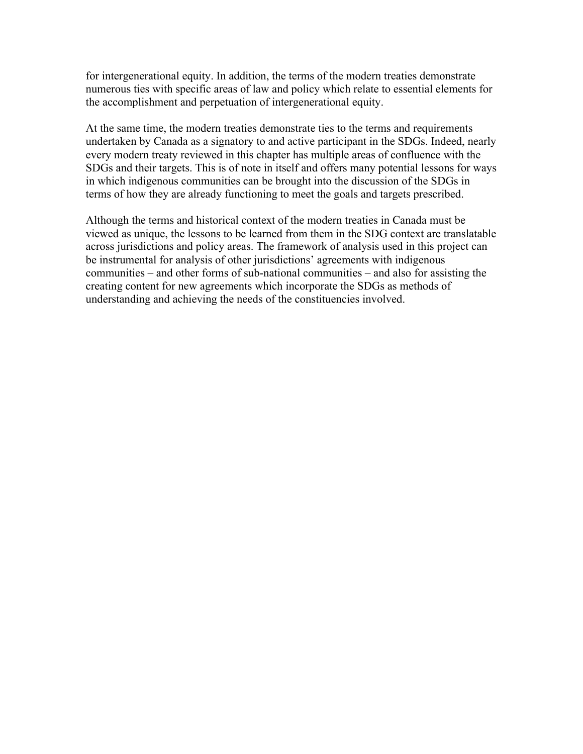for intergenerational equity. In addition, the terms of the modern treaties demonstrate numerous ties with specific areas of law and policy which relate to essential elements for the accomplishment and perpetuation of intergenerational equity.

At the same time, the modern treaties demonstrate ties to the terms and requirements undertaken by Canada as a signatory to and active participant in the SDGs. Indeed, nearly every modern treaty reviewed in this chapter has multiple areas of confluence with the SDGs and their targets. This is of note in itself and offers many potential lessons for ways in which indigenous communities can be brought into the discussion of the SDGs in terms of how they are already functioning to meet the goals and targets prescribed.

Although the terms and historical context of the modern treaties in Canada must be viewed as unique, the lessons to be learned from them in the SDG context are translatable across jurisdictions and policy areas. The framework of analysis used in this project can be instrumental for analysis of other jurisdictions' agreements with indigenous communities – and other forms of sub-national communities – and also for assisting the creating content for new agreements which incorporate the SDGs as methods of understanding and achieving the needs of the constituencies involved.